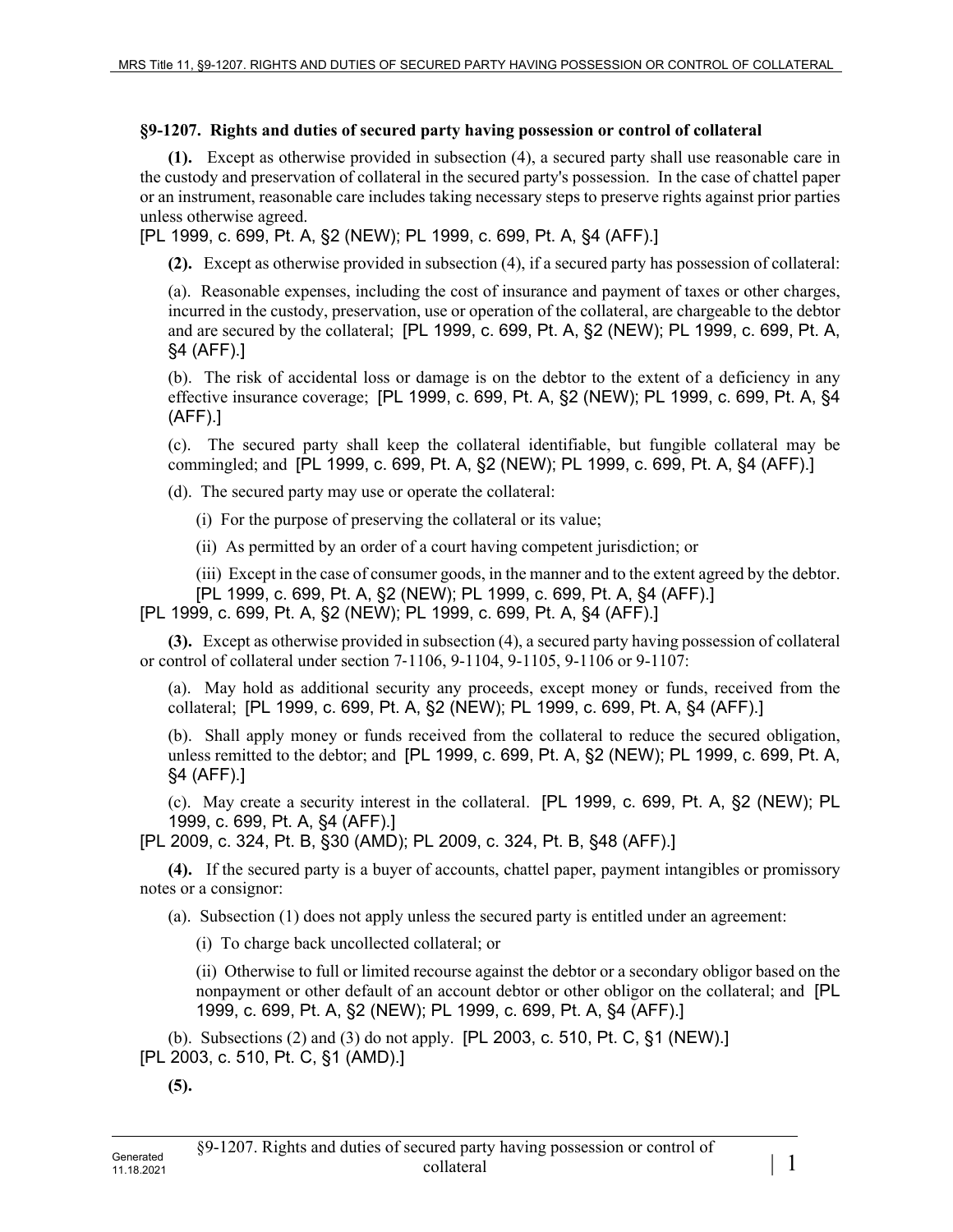**§9-1207. Rights and duties of secured party having possession or control of collateral**

**(1).** Except as otherwise provided in subsection (4), a secured party shall use reasonable care in the custody and preservation of collateral in the secured party's possession. In the case of chattel paper or an instrument, reasonable care includes taking necessary steps to preserve rights against prior parties unless otherwise agreed.

[PL 1999, c. 699, Pt. A, §2 (NEW); PL 1999, c. 699, Pt. A, §4 (AFF).]

**(2).** Except as otherwise provided in subsection (4), if a secured party has possession of collateral:

(a). Reasonable expenses, including the cost of insurance and payment of taxes or other charges, incurred in the custody, preservation, use or operation of the collateral, are chargeable to the debtor and are secured by the collateral; [PL 1999, c. 699, Pt. A, §2 (NEW); PL 1999, c. 699, Pt. A, §4 (AFF).]

(b). The risk of accidental loss or damage is on the debtor to the extent of a deficiency in any effective insurance coverage; [PL 1999, c. 699, Pt. A, §2 (NEW); PL 1999, c. 699, Pt. A, §4 (AFF).]

(c). The secured party shall keep the collateral identifiable, but fungible collateral may be commingled; and [PL 1999, c. 699, Pt. A, §2 (NEW); PL 1999, c. 699, Pt. A, §4 (AFF).]

(d). The secured party may use or operate the collateral:

(i) For the purpose of preserving the collateral or its value;

(ii) As permitted by an order of a court having competent jurisdiction; or

(iii) Except in the case of consumer goods, in the manner and to the extent agreed by the debtor. [PL 1999, c. 699, Pt. A, §2 (NEW); PL 1999, c. 699, Pt. A, §4 (AFF).]

[PL 1999, c. 699, Pt. A, §2 (NEW); PL 1999, c. 699, Pt. A, §4 (AFF).]

**(3).** Except as otherwise provided in subsection (4), a secured party having possession of collateral or control of collateral under section 7-1106, 9-1104, 9-1105, 9-1106 or 9-1107:

(a). May hold as additional security any proceeds, except money or funds, received from the collateral; [PL 1999, c. 699, Pt. A, §2 (NEW); PL 1999, c. 699, Pt. A, §4 (AFF).]

(b). Shall apply money or funds received from the collateral to reduce the secured obligation, unless remitted to the debtor; and [PL 1999, c. 699, Pt. A, §2 (NEW); PL 1999, c. 699, Pt. A, §4 (AFF).]

(c). May create a security interest in the collateral. [PL 1999, c. 699, Pt. A, §2 (NEW); PL 1999, c. 699, Pt. A, §4 (AFF).]

[PL 2009, c. 324, Pt. B, §30 (AMD); PL 2009, c. 324, Pt. B, §48 (AFF).]

**(4).** If the secured party is a buyer of accounts, chattel paper, payment intangibles or promissory notes or a consignor:

(a). Subsection (1) does not apply unless the secured party is entitled under an agreement:

(i) To charge back uncollected collateral; or

(ii) Otherwise to full or limited recourse against the debtor or a secondary obligor based on the nonpayment or other default of an account debtor or other obligor on the collateral; and [PL 1999, c. 699, Pt. A, §2 (NEW); PL 1999, c. 699, Pt. A, §4 (AFF).]

(b). Subsections (2) and (3) do not apply. [PL 2003, c. 510, Pt. C, §1 (NEW).]

[PL 2003, c. 510, Pt. C, §1 (AMD).]

**(5).**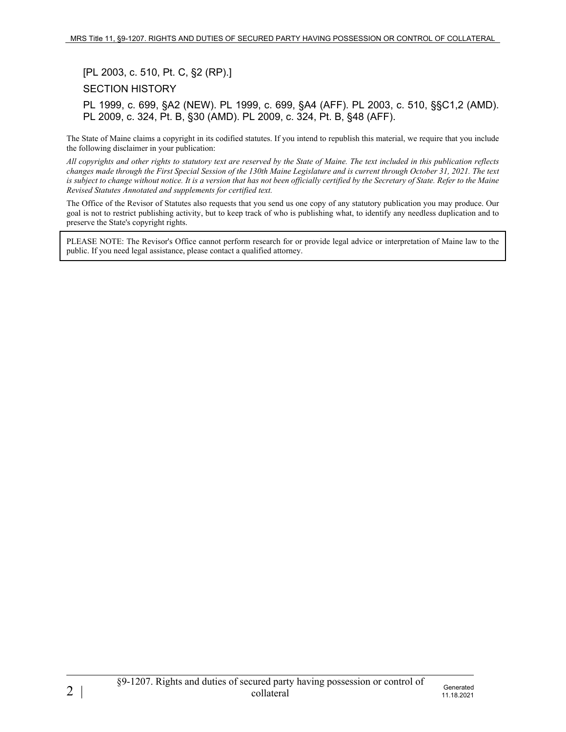[PL 2003, c. 510, Pt. C, §2 (RP).]

SECTION HISTORY

PL 1999, c. 699, §A2 (NEW). PL 1999, c. 699, §A4 (AFF). PL 2003, c. 510, §§C1,2 (AMD). PL 2009, c. 324, Pt. B, §30 (AMD). PL 2009, c. 324, Pt. B, §48 (AFF).

The State of Maine claims a copyright in its codified statutes. If you intend to republish this material, we require that you include the following disclaimer in your publication:

*All copyrights and other rights to statutory text are reserved by the State of Maine. The text included in this publication reflects changes made through the First Special Session of the 130th Maine Legislature and is current through October 31, 2021. The text is subject to change without notice. It is a version that has not been officially certified by the Secretary of State. Refer to the Maine Revised Statutes Annotated and supplements for certified text.*

The Office of the Revisor of Statutes also requests that you send us one copy of any statutory publication you may produce. Our goal is not to restrict publishing activity, but to keep track of who is publishing what, to identify any needless duplication and to preserve the State's copyright rights.

PLEASE NOTE: The Revisor's Office cannot perform research for or provide legal advice or interpretation of Maine law to the public. If you need legal assistance, please contact a qualified attorney.